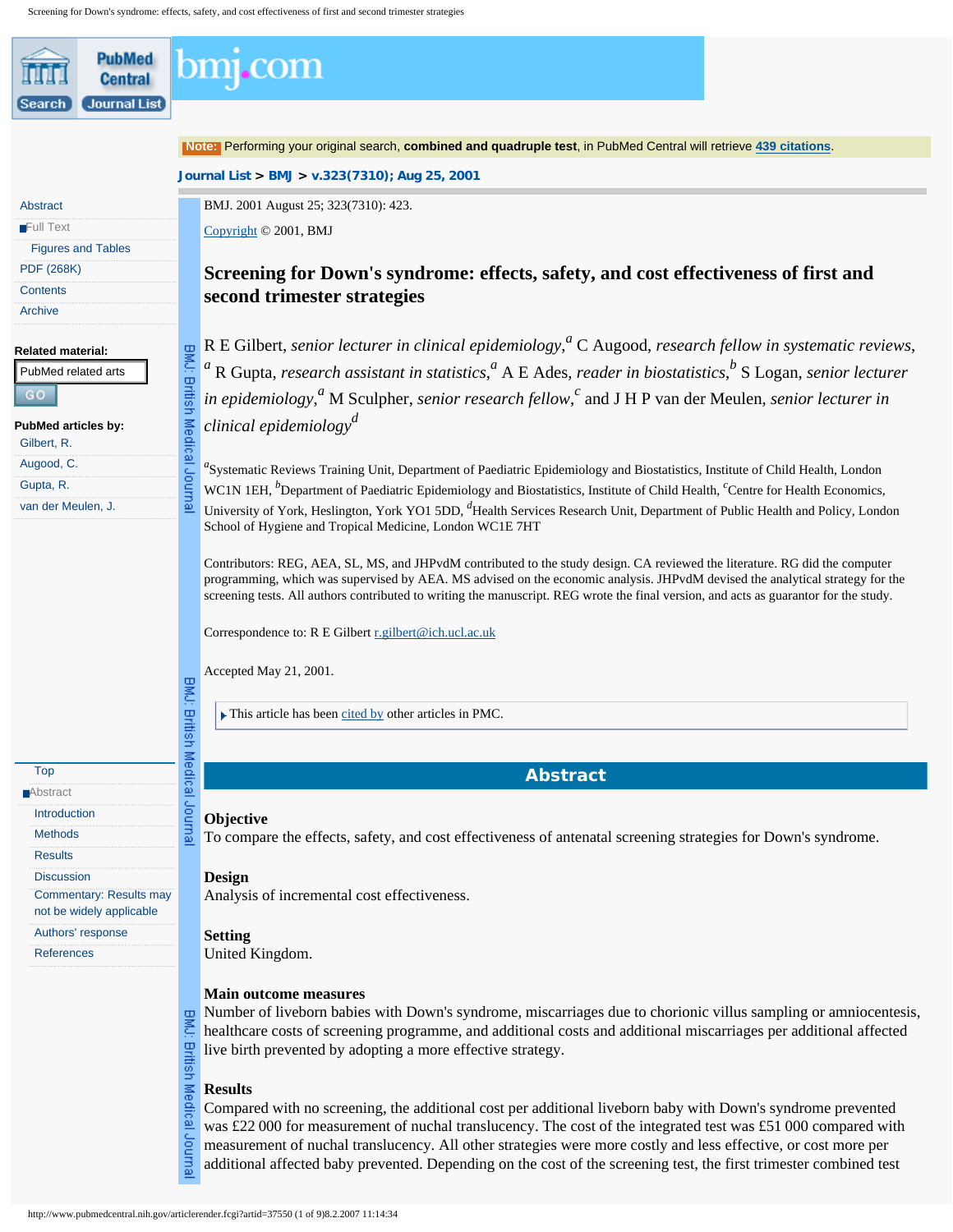BMJ. 2001 August 25; 323(7310): 423.

Copyright © 2001, BMJ

# Screening for Down's syndrome: effects, safety, and cost effectiveness of first and second trimester strategies

R E Gilbert, *senior lecturer in clinical epidemiology*,[a] C Augood, *research fellow in systematic reviews*,[a] R Gupta, *research assistant in statistics*,[a] A E Ades, *reader in biostatistics*,[b] S Logan, *senior lecturer in epidemiology*,[a] M Sculpher, *senior research fellow*,[c] and J H P van der Meulen, *senior lecturer in clinical epidemiology*[d]

[a]Systematic Reviews Training Unit, Department of Paediatric Epidemiology and Biostatistics, Institute of Child Health, London WC1N 1EH, [b]Department of Paediatric Epidemiology and Biostatistics, Institute of Child Health, [c]Centre for Health Economics, University of York, Heslington, York YO1 5DD, [d]Health Services Research Unit, Department of Public Health and Policy, London School of Hygiene and Tropical Medicine, London WC1E 7HT

Contributors: REG, AEA, SL, MS, and JHPvdM contributed to the study design. CA reviewed the literature. RG did the computer programming, which was supervised by AEA. MS advised on the economic analysis. JHPvdM devised the analytical strategy for the screening tests. All authors contributed to writing the manuscript. REG wrote the final version, and acts as guarantor for the study.

Correspondence to: R E Gilbert r.gilbert@ich.ucl.ac.uk

Accepted May 21, 2001.

This article has been cited by other articles in PMC.

## Abstract

### Objective

To compare the effects, safety, and cost effectiveness of antenatal screening strategies for Down's syndrome.

### Design

Analysis of incremental cost effectiveness.

### Setting

United Kingdom.

### Main outcome measures

Number of liveborn babies with Down's syndrome, miscarriages due to chorionic villus sampling or amniocentesis, healthcare costs of screening programme, and additional costs and additional miscarriages per additional affected live birth prevented by adopting a more effective strategy.

### Results

Compared with no screening, the additional cost per additional liveborn baby with Down's syndrome prevented was £22 000 for measurement of nuchal translucency. The cost of the integrated test was £51 000 compared with measurement of nuchal translucency. All other strategies were more costly and less effective, or cost more per additional affected baby prevented. Depending on the cost of the screening test, the first trimester combined test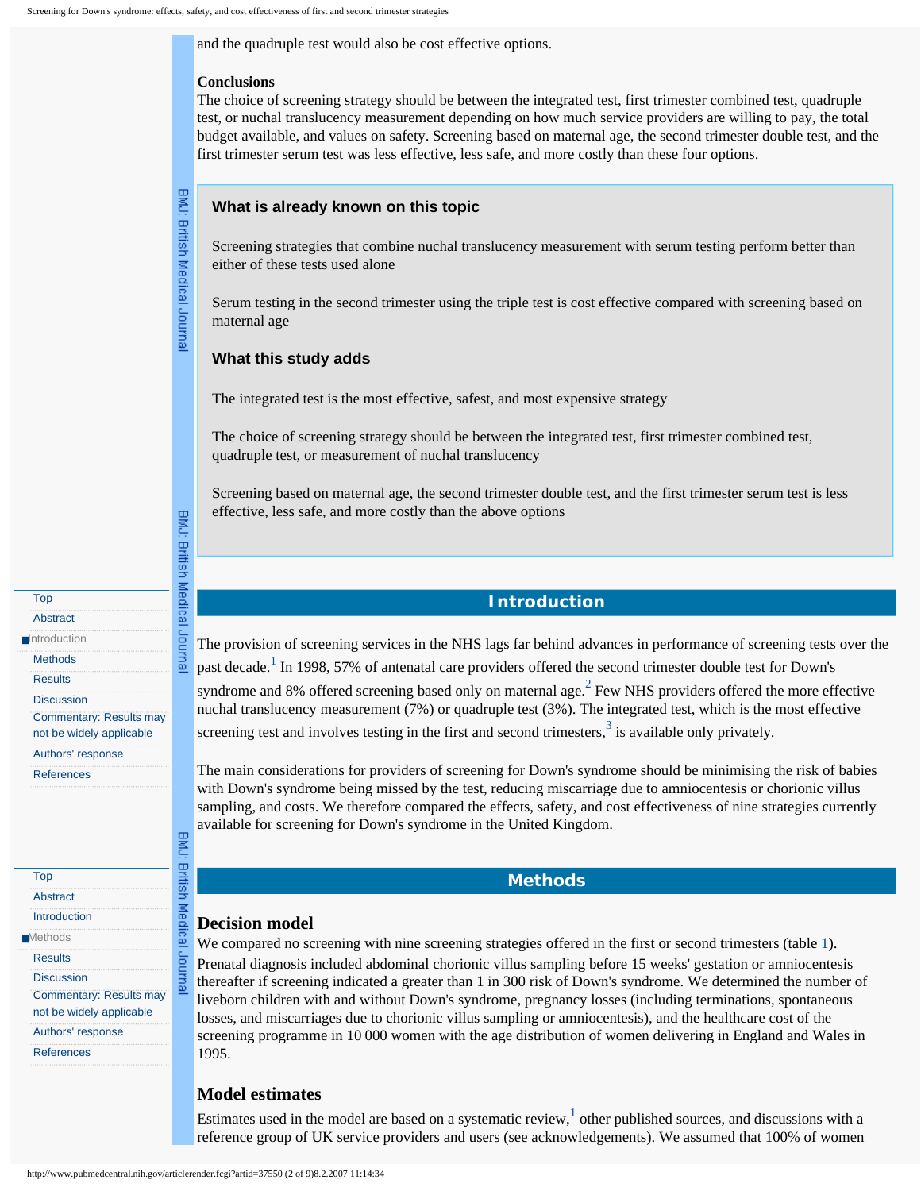and the quadruple test would also be cost effective options.

**Conclusions**
The choice of screening strategy should be between the integrated test, first trimester combined test, quadruple test, or nuchal translucency measurement depending on how much service providers are willing to pay, the total budget available, and values on safety. Screening based on maternal age, the second trimester double test, and the first trimester serum test was less effective, less safe, and more costly than these four options.

### What is already known on this topic

Screening strategies that combine nuchal translucency measurement with serum testing perform better than either of these tests used alone

Serum testing in the second trimester using the triple test is cost effective compared with screening based on maternal age

### What this study adds

The integrated test is the most effective, safest, and most expensive strategy

The choice of screening strategy should be between the integrated test, first trimester combined test, quadruple test, or measurement of nuchal translucency

Screening based on maternal age, the second trimester double test, and the first trimester serum test is less effective, less safe, and more costly than the above options

## Introduction

The provision of screening services in the NHS lags far behind advances in performance of screening tests over the past decade.[1] In 1998, 57% of antenatal care providers offered the second trimester double test for Down's syndrome and 8% offered screening based only on maternal age.[2] Few NHS providers offered the more effective nuchal translucency measurement (7%) or quadruple test (3%). The integrated test, which is the most effective screening test and involves testing in the first and second trimesters,[3] is available only privately.

The main considerations for providers of screening for Down's syndrome should be minimising the risk of babies with Down's syndrome being missed by the test, reducing miscarriage due to amniocentesis or chorionic villus sampling, and costs. We therefore compared the effects, safety, and cost effectiveness of nine strategies currently available for screening for Down's syndrome in the United Kingdom.

## Methods

### Decision model

We compared no screening with nine screening strategies offered in the first or second trimesters (table 1). Prenatal diagnosis included abdominal chorionic villus sampling before 15 weeks' gestation or amniocentesis thereafter if screening indicated a greater than 1 in 300 risk of Down's syndrome. We determined the number of liveborn children with and without Down's syndrome, pregnancy losses (including terminations, spontaneous losses, and miscarriages due to chorionic villus sampling or amniocentesis), and the healthcare cost of the screening programme in 10 000 women with the age distribution of women delivering in England and Wales in 1995.

### Model estimates

Estimates used in the model are based on a systematic review,[1] other published sources, and discussions with a reference group of UK service providers and users (see acknowledgements). We assumed that 100% of women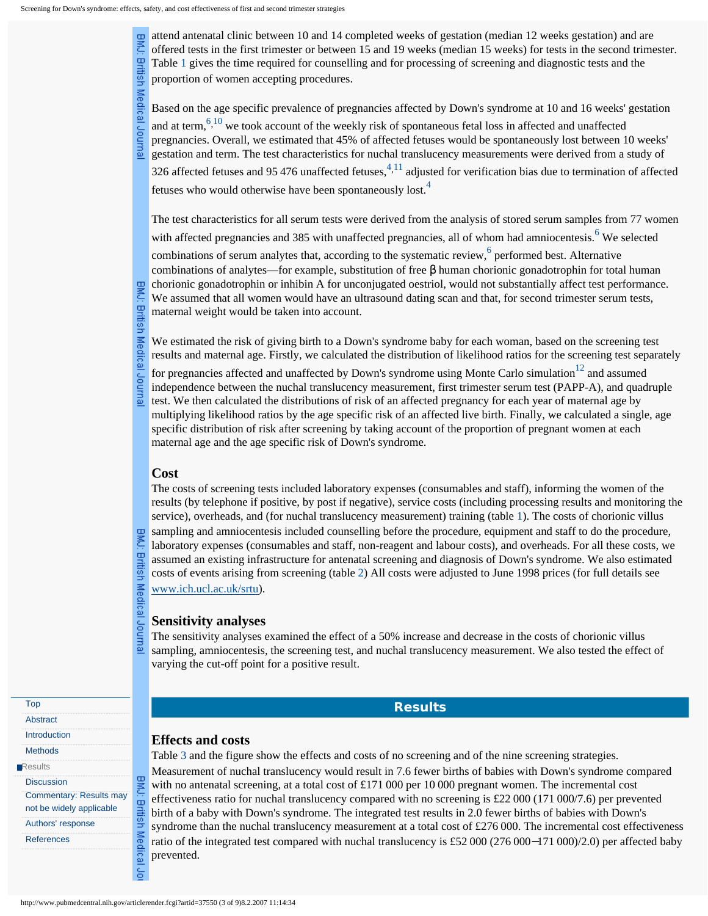attend antenatal clinic between 10 and 14 completed weeks of gestation (median 12 weeks gestation) and are offered tests in the first trimester or between 15 and 19 weeks (median 15 weeks) for tests in the second trimester. Table 1 gives the time required for counselling and for processing of screening and diagnostic tests and the proportion of women accepting procedures.

Based on the age specific prevalence of pregnancies affected by Down's syndrome at 10 and 16 weeks' gestation and at term,[6,10] we took account of the weekly risk of spontaneous fetal loss in affected and unaffected pregnancies. Overall, we estimated that 45% of affected fetuses would be spontaneously lost between 10 weeks' gestation and term. The test characteristics for nuchal translucency measurements were derived from a study of 326 affected fetuses and 95 476 unaffected fetuses,[4,11] adjusted for verification bias due to termination of affected fetuses who would otherwise have been spontaneously lost.[4]

The test characteristics for all serum tests were derived from the analysis of stored serum samples from 77 women with affected pregnancies and 385 with unaffected pregnancies, all of whom had amniocentesis.[6] We selected combinations of serum analytes that, according to the systematic review,[6] performed best. Alternative combinations of analytes—for example, substitution of free β human chorionic gonadotrophin for total human chorionic gonadotrophin or inhibin A for unconjugated oestriol, would not substantially affect test performance. We assumed that all women would have an ultrasound dating scan and that, for second trimester serum tests, maternal weight would be taken into account.

We estimated the risk of giving birth to a Down's syndrome baby for each woman, based on the screening test results and maternal age. Firstly, we calculated the distribution of likelihood ratios for the screening test separately for pregnancies affected and unaffected by Down's syndrome using Monte Carlo simulation[12] and assumed independence between the nuchal translucency measurement, first trimester serum test (PAPP-A), and quadruple test. We then calculated the distributions of risk of an affected pregnancy for each year of maternal age by multiplying likelihood ratios by the age specific risk of an affected live birth. Finally, we calculated a single, age specific distribution of risk after screening by taking account of the proportion of pregnant women at each maternal age and the age specific risk of Down's syndrome.

### Cost

The costs of screening tests included laboratory expenses (consumables and staff), informing the women of the results (by telephone if positive, by post if negative), service costs (including processing results and monitoring the service), overheads, and (for nuchal translucency measurement) training (table 1). The costs of chorionic villus sampling and amniocentesis included counselling before the procedure, equipment and staff to do the procedure, laboratory expenses (consumables and staff, non-reagent and labour costs), and overheads. For all these costs, we assumed an existing infrastructure for antenatal screening and diagnosis of Down's syndrome. We also estimated costs of events arising from screening (table 2) All costs were adjusted to June 1998 prices (for full details see www.ich.ucl.ac.uk/srtu).

### Sensitivity analyses

The sensitivity analyses examined the effect of a 50% increase and decrease in the costs of chorionic villus sampling, amniocentesis, the screening test, and nuchal translucency measurement. We also tested the effect of varying the cut-off point for a positive result.

## Results

### Effects and costs

Table 3 and the figure show the effects and costs of no screening and of the nine screening strategies. Measurement of nuchal translucency would result in 7.6 fewer births of babies with Down's syndrome compared with no antenatal screening, at a total cost of £171 000 per 10 000 pregnant women. The incremental cost effectiveness ratio for nuchal translucency compared with no screening is £22 000 (171 000/7.6) per prevented birth of a baby with Down's syndrome. The integrated test results in 2.0 fewer births of babies with Down's syndrome than the nuchal translucency measurement at a total cost of £276 000. The incremental cost effectiveness ratio of the integrated test compared with nuchal translucency is £52 000 (276 000−171 000)/2.0) per affected baby prevented.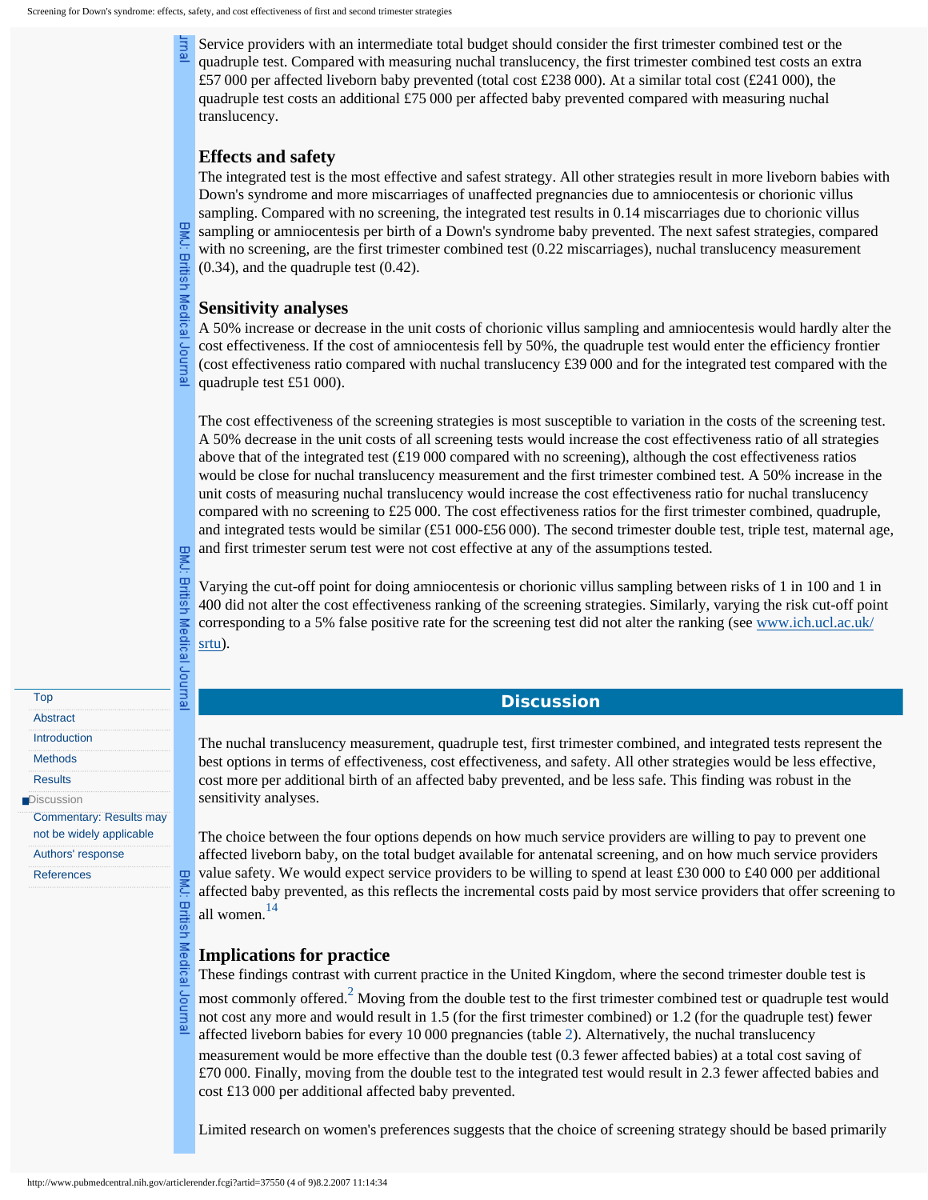Service providers with an intermediate total budget should consider the first trimester combined test or the quadruple test. Compared with measuring nuchal translucency, the first trimester combined test costs an extra £57 000 per affected liveborn baby prevented (total cost £238 000). At a similar total cost (£241 000), the quadruple test costs an additional £75 000 per affected baby prevented compared with measuring nuchal translucency.

### Effects and safety

The integrated test is the most effective and safest strategy. All other strategies result in more liveborn babies with Down's syndrome and more miscarriages of unaffected pregnancies due to amniocentesis or chorionic villus sampling. Compared with no screening, the integrated test results in 0.14 miscarriages due to chorionic villus sampling or amniocentesis per birth of a Down's syndrome baby prevented. The next safest strategies, compared with no screening, are the first trimester combined test (0.22 miscarriages), nuchal translucency measurement (0.34), and the quadruple test (0.42).

### Sensitivity analyses

A 50% increase or decrease in the unit costs of chorionic villus sampling and amniocentesis would hardly alter the cost effectiveness. If the cost of amniocentesis fell by 50%, the quadruple test would enter the efficiency frontier (cost effectiveness ratio compared with nuchal translucency £39 000 and for the integrated test compared with the quadruple test £51 000).

The cost effectiveness of the screening strategies is most susceptible to variation in the costs of the screening test. A 50% decrease in the unit costs of all screening tests would increase the cost effectiveness ratio of all strategies above that of the integrated test (£19 000 compared with no screening), although the cost effectiveness ratios would be close for nuchal translucency measurement and the first trimester combined test. A 50% increase in the unit costs of measuring nuchal translucency would increase the cost effectiveness ratio for nuchal translucency compared with no screening to £25 000. The cost effectiveness ratios for the first trimester combined, quadruple, and integrated tests would be similar (£51 000-£56 000). The second trimester double test, triple test, maternal age, and first trimester serum test were not cost effective at any of the assumptions tested.

Varying the cut-off point for doing amniocentesis or chorionic villus sampling between risks of 1 in 100 and 1 in 400 did not alter the cost effectiveness ranking of the screening strategies. Similarly, varying the risk cut-off point corresponding to a 5% false positive rate for the screening test did not alter the ranking (see www.ich.ucl.ac.uk/srtu).

## Discussion

The nuchal translucency measurement, quadruple test, first trimester combined, and integrated tests represent the best options in terms of effectiveness, cost effectiveness, and safety. All other strategies would be less effective, cost more per additional birth of an affected baby prevented, and be less safe. This finding was robust in the sensitivity analyses.

The choice between the four options depends on how much service providers are willing to pay to prevent one affected liveborn baby, on the total budget available for antenatal screening, and on how much service providers value safety. We would expect service providers to be willing to spend at least £30 000 to £40 000 per additional affected baby prevented, as this reflects the incremental costs paid by most service providers that offer screening to all women.[14]

### Implications for practice

These findings contrast with current practice in the United Kingdom, where the second trimester double test is most commonly offered.[2] Moving from the double test to the first trimester combined test or quadruple test would not cost any more and would result in 1.5 (for the first trimester combined) or 1.2 (for the quadruple test) fewer affected liveborn babies for every 10 000 pregnancies (table 2). Alternatively, the nuchal translucency measurement would be more effective than the double test (0.3 fewer affected babies) at a total cost saving of £70 000. Finally, moving from the double test to the integrated test would result in 2.3 fewer affected babies and cost £13 000 per additional affected baby prevented.

Limited research on women's preferences suggests that the choice of screening strategy should be based primarily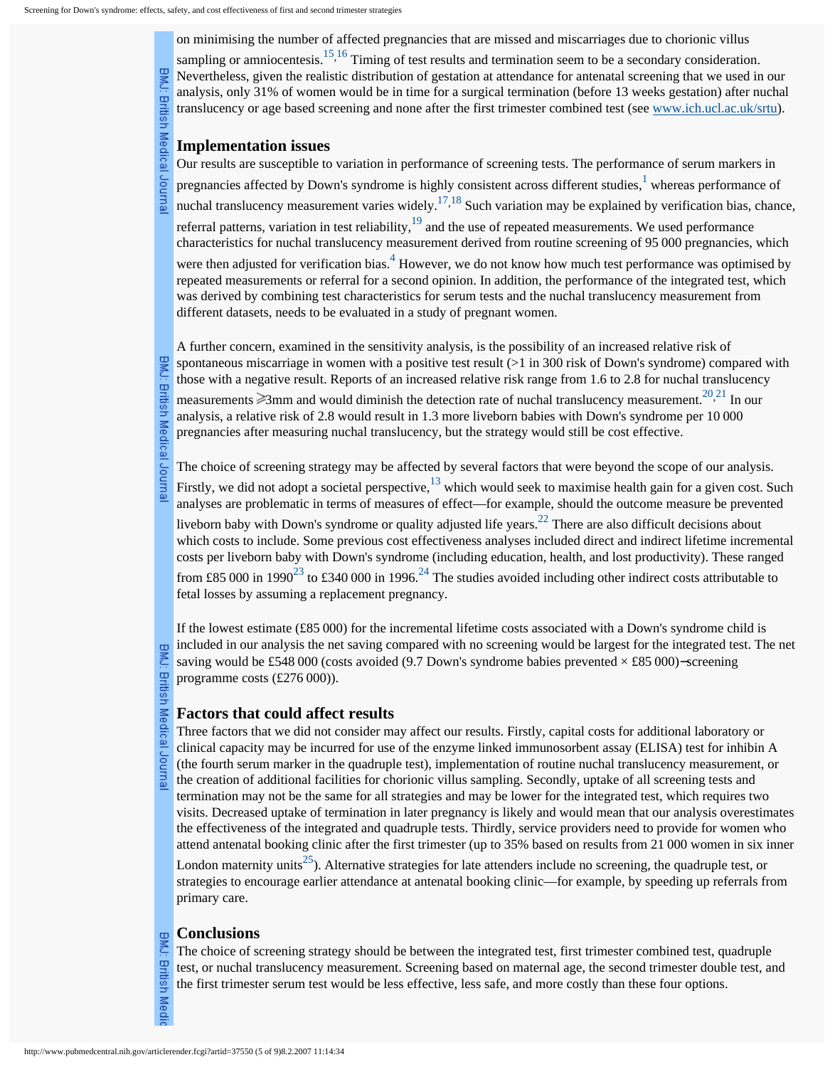on minimising the number of affected pregnancies that are missed and miscarriages due to chorionic villus sampling or amniocentesis.[15,16] Timing of test results and termination seem to be a secondary consideration. Nevertheless, given the realistic distribution of gestation at attendance for antenatal screening that we used in our analysis, only 31% of women would be in time for a surgical termination (before 13 weeks gestation) after nuchal translucency or age based screening and none after the first trimester combined test (see www.ich.ucl.ac.uk/srtu).

## Implementation issues

Our results are susceptible to variation in performance of screening tests. The performance of serum markers in pregnancies affected by Down's syndrome is highly consistent across different studies,[1] whereas performance of nuchal translucency measurement varies widely.[17,18] Such variation may be explained by verification bias, chance, referral patterns, variation in test reliability,[19] and the use of repeated measurements. We used performance characteristics for nuchal translucency measurement derived from routine screening of 95 000 pregnancies, which were then adjusted for verification bias.[4] However, we do not know how much test performance was optimised by repeated measurements or referral for a second opinion. In addition, the performance of the integrated test, which was derived by combining test characteristics for serum tests and the nuchal translucency measurement from different datasets, needs to be evaluated in a study of pregnant women.

A further concern, examined in the sensitivity analysis, is the possibility of an increased relative risk of spontaneous miscarriage in women with a positive test result (>1 in 300 risk of Down's syndrome) compared with those with a negative result. Reports of an increased relative risk range from 1.6 to 2.8 for nuchal translucency measurements ⩾3mm and would diminish the detection rate of nuchal translucency measurement.[20,21] In our analysis, a relative risk of 2.8 would result in 1.3 more liveborn babies with Down's syndrome per 10 000 pregnancies after measuring nuchal translucency, but the strategy would still be cost effective.

The choice of screening strategy may be affected by several factors that were beyond the scope of our analysis. Firstly, we did not adopt a societal perspective,[13] which would seek to maximise health gain for a given cost. Such analyses are problematic in terms of measures of effect—for example, should the outcome measure be prevented liveborn baby with Down's syndrome or quality adjusted life years.[22] There are also difficult decisions about which costs to include. Some previous cost effectiveness analyses included direct and indirect lifetime incremental costs per liveborn baby with Down's syndrome (including education, health, and lost productivity). These ranged from £85 000 in 1990[23] to £340 000 in 1996.[24] The studies avoided including other indirect costs attributable to fetal losses by assuming a replacement pregnancy.

If the lowest estimate (£85 000) for the incremental lifetime costs associated with a Down's syndrome child is included in our analysis the net saving compared with no screening would be largest for the integrated test. The net saving would be £548 000 (costs avoided (9.7 Down's syndrome babies prevented × £85 000)−screening programme costs (£276 000)).

## Factors that could affect results

Three factors that we did not consider may affect our results. Firstly, capital costs for additional laboratory or clinical capacity may be incurred for use of the enzyme linked immunosorbent assay (ELISA) test for inhibin A (the fourth serum marker in the quadruple test), implementation of routine nuchal translucency measurement, or the creation of additional facilities for chorionic villus sampling. Secondly, uptake of all screening tests and termination may not be the same for all strategies and may be lower for the integrated test, which requires two visits. Decreased uptake of termination in later pregnancy is likely and would mean that our analysis overestimates the effectiveness of the integrated and quadruple tests. Thirdly, service providers need to provide for women who attend antenatal booking clinic after the first trimester (up to 35% based on results from 21 000 women in six inner London maternity units[25]). Alternative strategies for late attenders include no screening, the quadruple test, or strategies to encourage earlier attendance at antenatal booking clinic—for example, by speeding up referrals from primary care.

## Conclusions

The choice of screening strategy should be between the integrated test, first trimester combined test, quadruple test, or nuchal translucency measurement. Screening based on maternal age, the second trimester double test, and the first trimester serum test would be less effective, less safe, and more costly than these four options.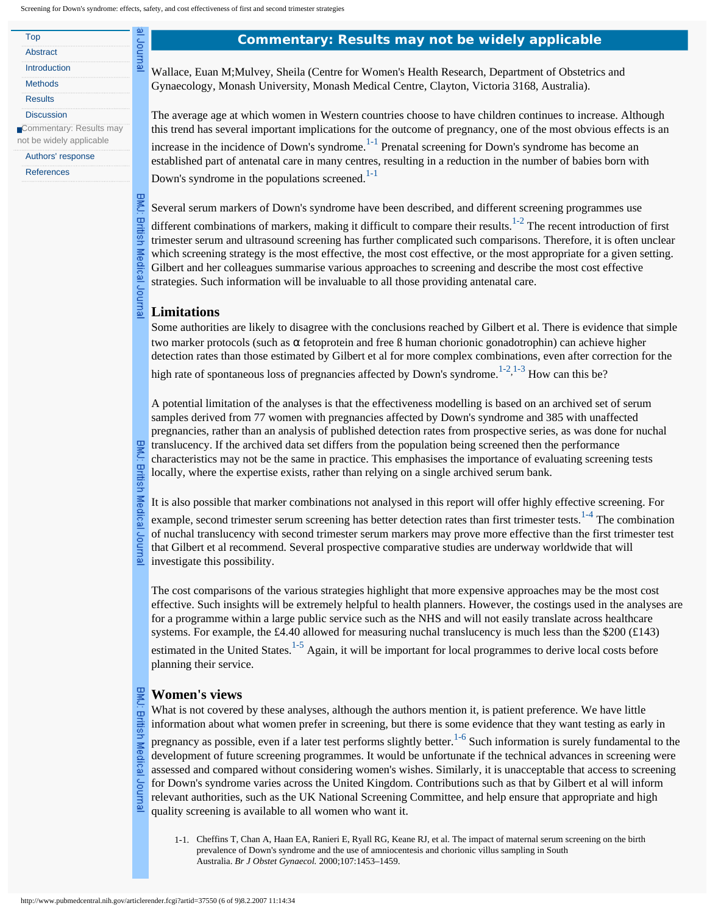## Commentary: Results may not be widely applicable

Wallace, Euan M;Mulvey, Sheila (Centre for Women's Health Research, Department of Obstetrics and Gynaecology, Monash University, Monash Medical Centre, Clayton, Victoria 3168, Australia).

The average age at which women in Western countries choose to have children continues to increase. Although this trend has several important implications for the outcome of pregnancy, one of the most obvious effects is an increase in the incidence of Down's syndrome.[1-1] Prenatal screening for Down's syndrome has become an established part of antenatal care in many centres, resulting in a reduction in the number of babies born with Down's syndrome in the populations screened.[1-1]

Several serum markers of Down's syndrome have been described, and different screening programmes use different combinations of markers, making it difficult to compare their results.[1-2] The recent introduction of first trimester serum and ultrasound screening has further complicated such comparisons. Therefore, it is often unclear which screening strategy is the most effective, the most cost effective, or the most appropriate for a given setting. Gilbert and her colleagues summarise various approaches to screening and describe the most cost effective strategies. Such information will be invaluable to all those providing antenatal care.

### Limitations

Some authorities are likely to disagree with the conclusions reached by Gilbert et al. There is evidence that simple two marker protocols (such as α fetoprotein and free ß human chorionic gonadotrophin) can achieve higher detection rates than those estimated by Gilbert et al for more complex combinations, even after correction for the high rate of spontaneous loss of pregnancies affected by Down's syndrome.[1-2,1-3] How can this be?

A potential limitation of the analyses is that the effectiveness modelling is based on an archived set of serum samples derived from 77 women with pregnancies affected by Down's syndrome and 385 with unaffected pregnancies, rather than an analysis of published detection rates from prospective series, as was done for nuchal translucency. If the archived data set differs from the population being screened then the performance characteristics may not be the same in practice. This emphasises the importance of evaluating screening tests locally, where the expertise exists, rather than relying on a single archived serum bank.

It is also possible that marker combinations not analysed in this report will offer highly effective screening. For example, second trimester serum screening has better detection rates than first trimester tests.[1-4] The combination of nuchal translucency with second trimester serum markers may prove more effective than the first trimester test that Gilbert et al recommend. Several prospective comparative studies are underway worldwide that will investigate this possibility.

The cost comparisons of the various strategies highlight that more expensive approaches may be the most cost effective. Such insights will be extremely helpful to health planners. However, the costings used in the analyses are for a programme within a large public service such as the NHS and will not easily translate across healthcare systems. For example, the £4.40 allowed for measuring nuchal translucency is much less than the $200 (£143) estimated in the United States.[1-5] Again, it will be important for local programmes to derive local costs before planning their service.

### Women's views

What is not covered by these analyses, although the authors mention it, is patient preference. We have little information about what women prefer in screening, but there is some evidence that they want testing as early in pregnancy as possible, even if a later test performs slightly better.[1-6] Such information is surely fundamental to the development of future screening programmes. It would be unfortunate if the technical advances in screening were assessed and compared without considering women's wishes. Similarly, it is unacceptable that access to screening for Down's syndrome varies across the United Kingdom. Contributions such as that by Gilbert et al will inform relevant authorities, such as the UK National Screening Committee, and help ensure that appropriate and high quality screening is available to all women who want it.

1-1. Cheffins T, Chan A, Haan EA, Ranieri E, Ryall RG, Keane RJ, et al. The impact of maternal serum screening on the birth prevalence of Down's syndrome and the use of amniocentesis and chorionic villus sampling in South Australia. *Br J Obstet Gynaecol.* 2000;107:1453–1459.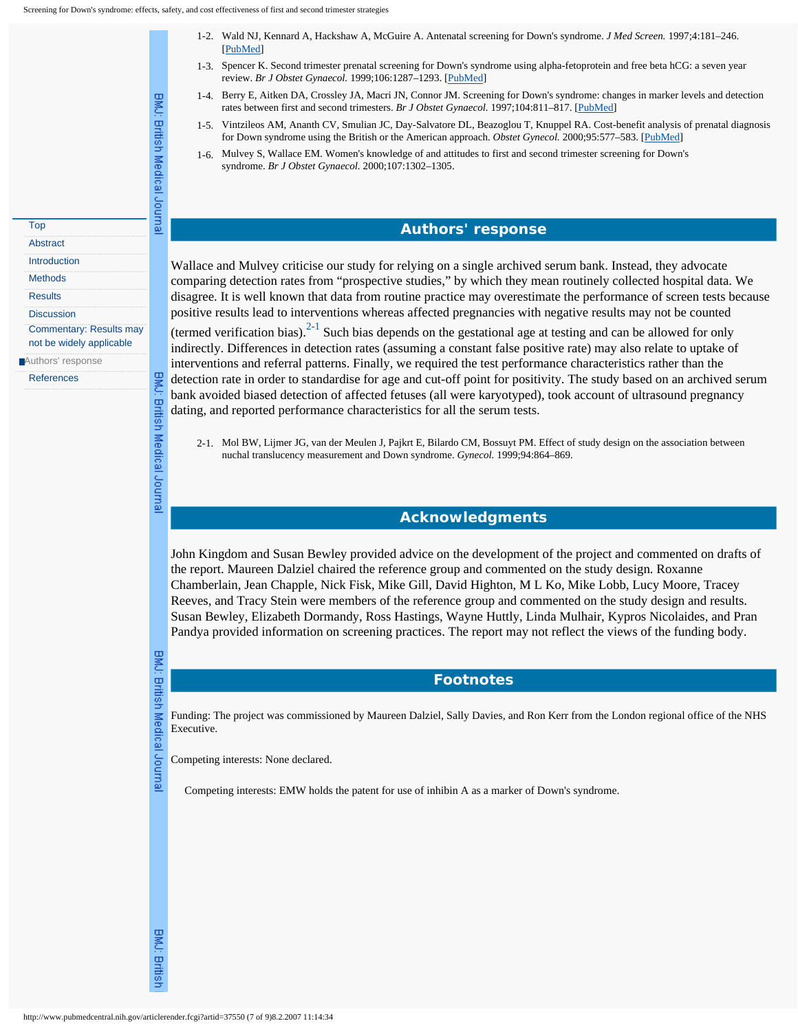1-2. Wald NJ, Kennard A, Hackshaw A, McGuire A. Antenatal screening for Down's syndrome. *J Med Screen.* 1997;4:181–246. [PubMed]

1-3. Spencer K. Second trimester prenatal screening for Down's syndrome using alpha-fetoprotein and free beta hCG: a seven year review. *Br J Obstet Gynaecol.* 1999;106:1287–1293. [PubMed]

1-4. Berry E, Aitken DA, Crossley JA, Macri JN, Connor JM. Screening for Down's syndrome: changes in marker levels and detection rates between first and second trimesters. *Br J Obstet Gynaecol.* 1997;104:811–817. [PubMed]

1-5. Vintzileos AM, Ananth CV, Smulian JC, Day-Salvatore DL, Beazoglou T, Knuppel RA. Cost-benefit analysis of prenatal diagnosis for Down syndrome using the British or the American approach. *Obstet Gynecol.* 2000;95:577–583. [PubMed]

1-6. Mulvey S, Wallace EM. Women's knowledge of and attitudes to first and second trimester screening for Down's syndrome. *Br J Obstet Gynaecol.* 2000;107:1302–1305.

## Authors' response

Wallace and Mulvey criticise our study for relying on a single archived serum bank. Instead, they advocate comparing detection rates from “prospective studies,” by which they mean routinely collected hospital data. We disagree. It is well known that data from routine practice may overestimate the performance of screen tests because positive results lead to interventions whereas affected pregnancies with negative results may not be counted (termed verification bias).[2-1] Such bias depends on the gestational age at testing and can be allowed for only indirectly. Differences in detection rates (assuming a constant false positive rate) may also relate to uptake of interventions and referral patterns. Finally, we required the test performance characteristics rather than the detection rate in order to standardise for age and cut-off point for positivity. The study based on an archived serum bank avoided biased detection of affected fetuses (all were karyotyped), took account of ultrasound pregnancy dating, and reported performance characteristics for all the serum tests.

2-1. Mol BW, Lijmer JG, van der Meulen J, Pajkrt E, Bilardo CM, Bossuyt PM. Effect of study design on the association between nuchal translucency measurement and Down syndrome. *Gynecol.* 1999;94:864–869.

## Acknowledgments

John Kingdom and Susan Bewley provided advice on the development of the project and commented on drafts of the report. Maureen Dalziel chaired the reference group and commented on the study design. Roxanne Chamberlain, Jean Chapple, Nick Fisk, Mike Gill, David Highton, M L Ko, Mike Lobb, Lucy Moore, Tracey Reeves, and Tracy Stein were members of the reference group and commented on the study design and results. Susan Bewley, Elizabeth Dormandy, Ross Hastings, Wayne Huttly, Linda Mulhair, Kypros Nicolaides, and Pran Pandya provided information on screening practices. The report may not reflect the views of the funding body.

## Footnotes

Funding: The project was commissioned by Maureen Dalziel, Sally Davies, and Ron Kerr from the London regional office of the NHS Executive.

Competing interests: None declared.

Competing interests: EMW holds the patent for use of inhibin A as a marker of Down's syndrome.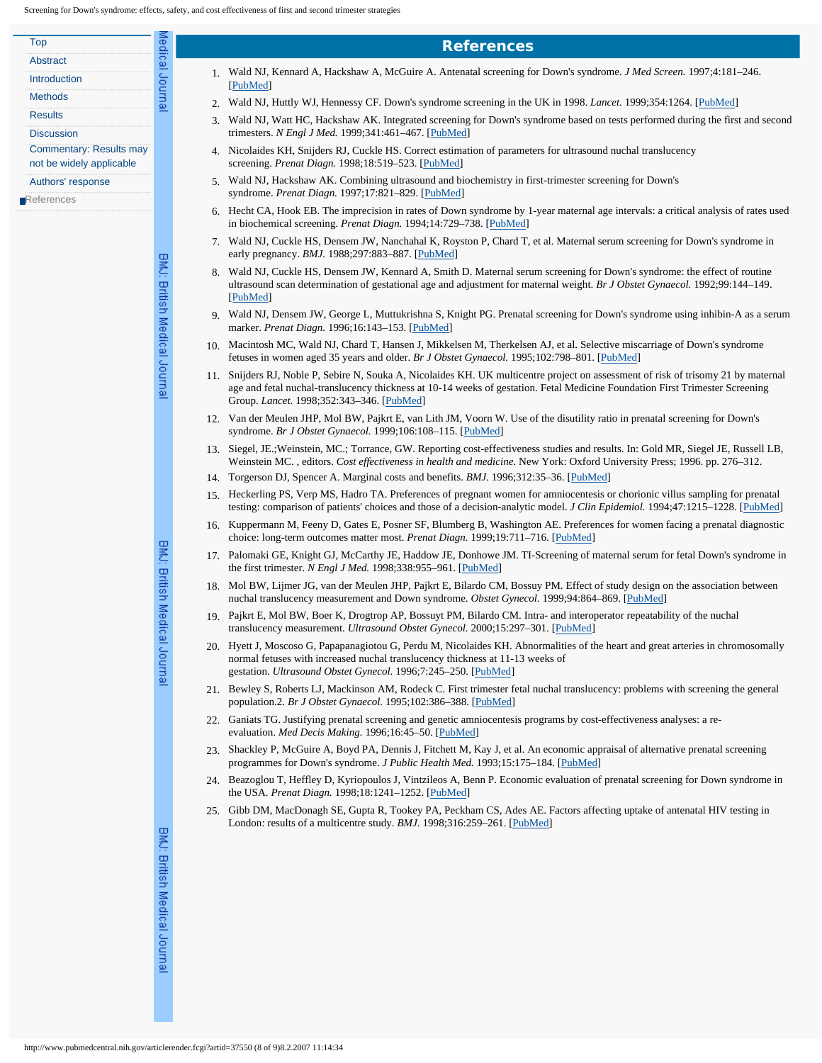## References

1. Wald NJ, Kennard A, Hackshaw A, McGuire A. Antenatal screening for Down's syndrome. *J Med Screen.* 1997;4:181–246. [PubMed]
2. Wald NJ, Huttly WJ, Hennessy CF. Down's syndrome screening in the UK in 1998. *Lancet.* 1999;354:1264. [PubMed]
3. Wald NJ, Watt HC, Hackshaw AK. Integrated screening for Down's syndrome based on tests performed during the first and second trimesters. *N Engl J Med.* 1999;341:461–467. [PubMed]
4. Nicolaides KH, Snijders RJ, Cuckle HS. Correct estimation of parameters for ultrasound nuchal translucency screening. *Prenat Diagn.* 1998;18:519–523. [PubMed]
5. Wald NJ, Hackshaw AK. Combining ultrasound and biochemistry in first-trimester screening for Down's syndrome. *Prenat Diagn.* 1997;17:821–829. [PubMed]
6. Hecht CA, Hook EB. The imprecision in rates of Down syndrome by 1-year maternal age intervals: a critical analysis of rates used in biochemical screening. *Prenat Diagn.* 1994;14:729–738. [PubMed]
7. Wald NJ, Cuckle HS, Densem JW, Nanchahal K, Royston P, Chard T, et al. Maternal serum screening for Down's syndrome in early pregnancy. *BMJ.* 1988;297:883–887. [PubMed]
8. Wald NJ, Cuckle HS, Densem JW, Kennard A, Smith D. Maternal serum screening for Down's syndrome: the effect of routine ultrasound scan determination of gestational age and adjustment for maternal weight. *Br J Obstet Gynaecol.* 1992;99:144–149. [PubMed]
9. Wald NJ, Densem JW, George L, Muttukrishna S, Knight PG. Prenatal screening for Down's syndrome using inhibin-A as a serum marker. *Prenat Diagn.* 1996;16:143–153. [PubMed]
10. Macintosh MC, Wald NJ, Chard T, Hansen J, Mikkelsen M, Therkelsen AJ, et al. Selective miscarriage of Down's syndrome fetuses in women aged 35 years and older. *Br J Obstet Gynaecol.* 1995;102:798–801. [PubMed]
11. Snijders RJ, Noble P, Sebire N, Souka A, Nicolaides KH. UK multicentre project on assessment of risk of trisomy 21 by maternal age and fetal nuchal-translucency thickness at 10-14 weeks of gestation. Fetal Medicine Foundation First Trimester Screening Group. *Lancet.* 1998;352:343–346. [PubMed]
12. Van der Meulen JHP, Mol BW, Pajkrt E, van Lith JM, Voorn W. Use of the disutility ratio in prenatal screening for Down's syndrome. *Br J Obstet Gynaecol.* 1999;106:108–115. [PubMed]
13. Siegel, JE.;Weinstein, MC.; Torrance, GW. Reporting cost-effectiveness studies and results. In: Gold MR, Siegel JE, Russell LB, Weinstein MC. , editors. *Cost effectiveness in health and medicine.* New York: Oxford University Press; 1996. pp. 276–312.
14. Torgerson DJ, Spencer A. Marginal costs and benefits. *BMJ.* 1996;312:35–36. [PubMed]
15. Heckerling PS, Verp MS, Hadro TA. Preferences of pregnant women for amniocentesis or chorionic villus sampling for prenatal testing: comparison of patients' choices and those of a decision-analytic model. *J Clin Epidemiol.* 1994;47:1215–1228. [PubMed]
16. Kuppermann M, Feeny D, Gates E, Posner SF, Blumberg B, Washington AE. Preferences for women facing a prenatal diagnostic choice: long-term outcomes matter most. *Prenat Diagn.* 1999;19:711–716. [PubMed]
17. Palomaki GE, Knight GJ, McCarthy JE, Haddow JE, Donhowe JM. TI-Screening of maternal serum for fetal Down's syndrome in the first trimester. *N Engl J Med.* 1998;338:955–961. [PubMed]
18. Mol BW, Lijmer JG, van der Meulen JHP, Pajkrt E, Bilardo CM, Bossuy PM. Effect of study design on the association between nuchal translucency measurement and Down syndrome. *Obstet Gynecol.* 1999;94:864–869. [PubMed]
19. Pajkrt E, Mol BW, Boer K, Drogtrop AP, Bossuyt PM, Bilardo CM. Intra- and interoperator repeatability of the nuchal translucency measurement. *Ultrasound Obstet Gynecol.* 2000;15:297–301. [PubMed]
20. Hyett J, Moscoso G, Papapanagiotou G, Perdu M, Nicolaides KH. Abnormalities of the heart and great arteries in chromosomally normal fetuses with increased nuchal translucency thickness at 11-13 weeks of gestation. *Ultrasound Obstet Gynecol.* 1996;7:245–250. [PubMed]
21. Bewley S, Roberts LJ, Mackinson AM, Rodeck C. First trimester fetal nuchal translucency: problems with screening the general population.2. *Br J Obstet Gynaecol.* 1995;102:386–388. [PubMed]
22. Ganiats TG. Justifying prenatal screening and genetic amniocentesis programs by cost-effectiveness analyses: a re-evaluation. *Med Decis Making.* 1996;16:45–50. [PubMed]
23. Shackley P, McGuire A, Boyd PA, Dennis J, Fitchett M, Kay J, et al. An economic appraisal of alternative prenatal screening programmes for Down's syndrome. *J Public Health Med.* 1993;15:175–184. [PubMed]
24. Beazoglou T, Heffley D, Kyriopoulos J, Vintzileos A, Benn P. Economic evaluation of prenatal screening for Down syndrome in the USA. *Prenat Diagn.* 1998;18:1241–1252. [PubMed]
25. Gibb DM, MacDonagh SE, Gupta R, Tookey PA, Peckham CS, Ades AE. Factors affecting uptake of antenatal HIV testing in London: results of a multicentre study. *BMJ.* 1998;316:259–261. [PubMed]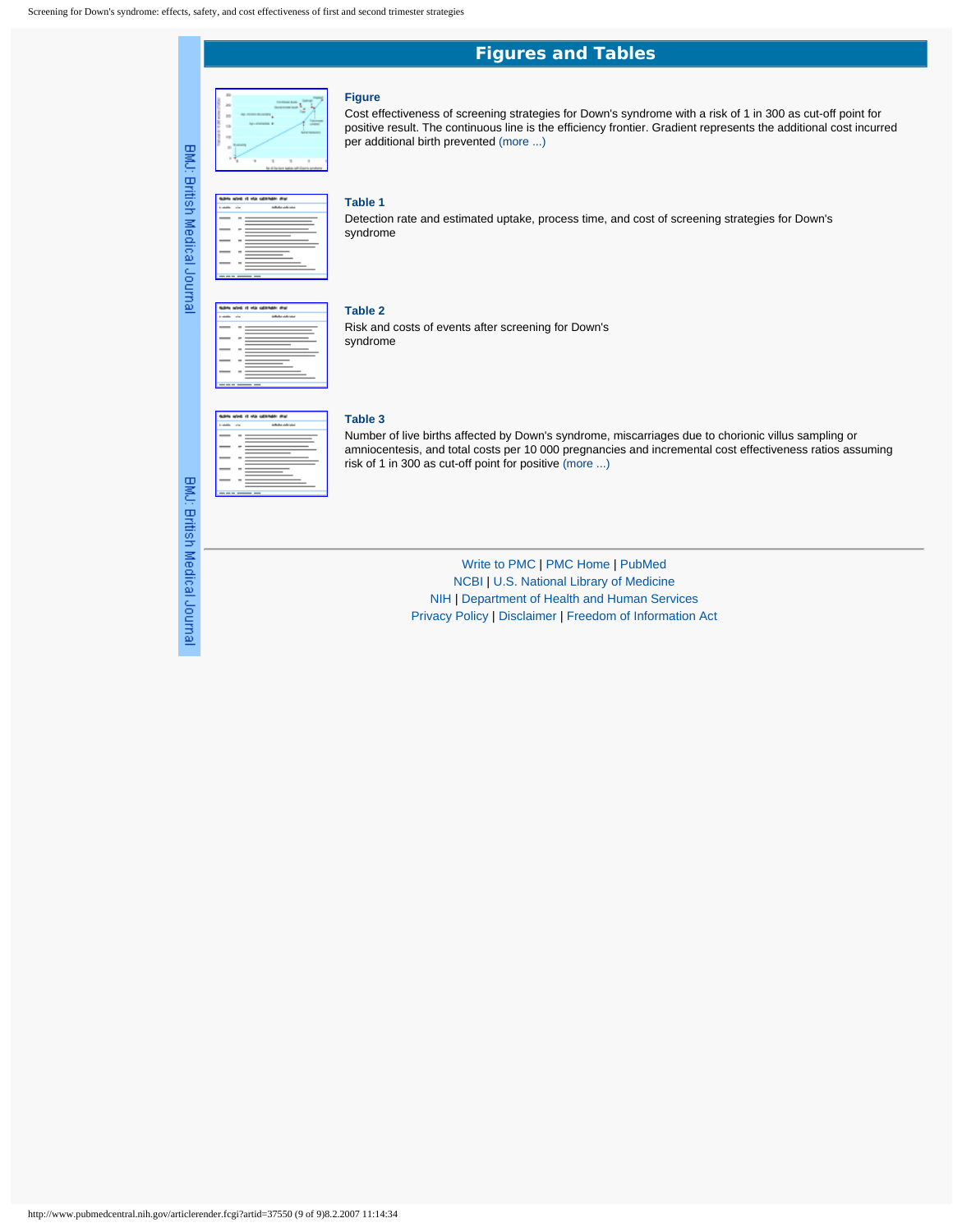## Figures and Tables

**Figure**

Cost effectiveness of screening strategies for Down's syndrome with a risk of 1 in 300 as cut-off point for positive result. The continuous line is the efficiency frontier. Gradient represents the additional cost incurred per additional birth prevented (more ...)

**Table 1**

Detection rate and estimated uptake, process time, and cost of screening strategies for Down's syndrome

**Table 2**

Risk and costs of events after screening for Down's syndrome

**Table 3**

Number of live births affected by Down's syndrome, miscarriages due to chorionic villus sampling or amniocentesis, and total costs per 10 000 pregnancies and incremental cost effectiveness ratios assuming risk of 1 in 300 as cut-off point for positive (more ...)

Write to PMC | PMC Home | PubMed
NCBI | U.S. National Library of Medicine
NIH | Department of Health and Human Services
Privacy Policy | Disclaimer | Freedom of Information Act